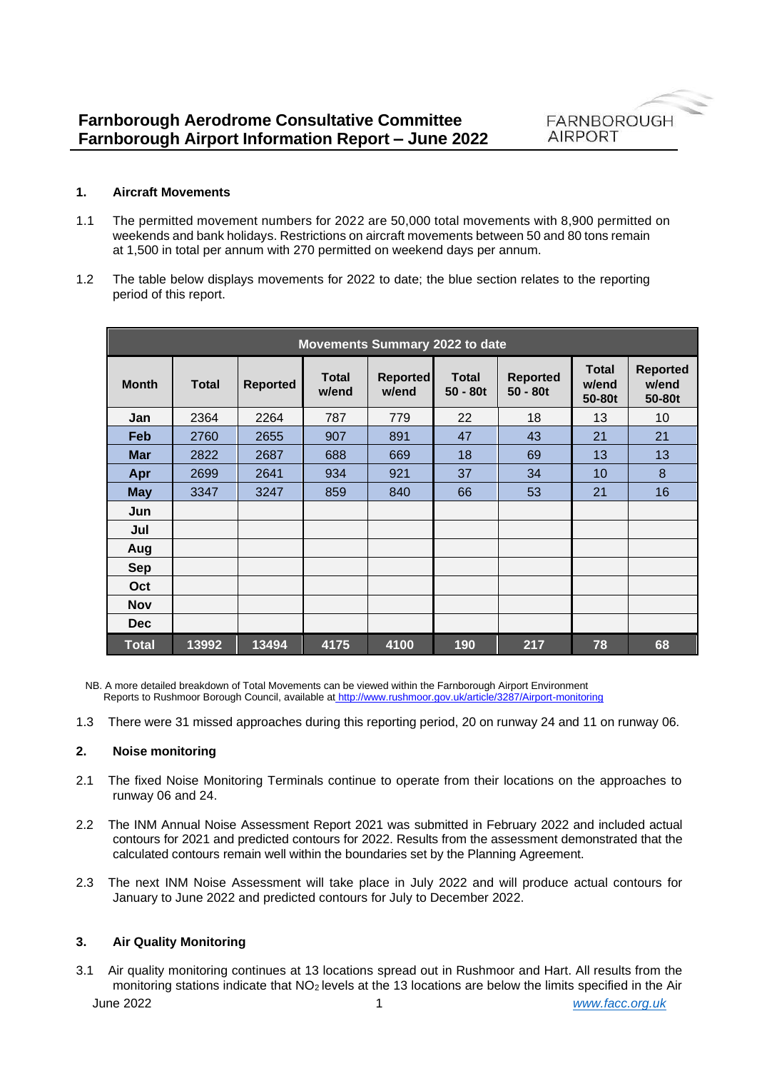# Farnborough Aerodrome Consultative Committee
# Farnborough Airport Information Report – June 2022

FARNBOROUGH AIRPORT

## 1. Aircraft Movements

1.1 The permitted movement numbers for 2022 are 50,000 total movements with 8,900 permitted on weekends and bank holidays. Restrictions on aircraft movements between 50 and 80 tons remain at 1,500 in total per annum with 270 permitted on weekend days per annum.

1.2 The table below displays movements for 2022 to date; the blue section relates to the reporting period of this report.

| Movements Summary 2022 to date | | | | | | | | |
|---|---|---|---|---|---|---|---|---|
| **Month** | **Total** | **Reported** | **Total w/end** | **Reported w/end** | **Total 50 - 80t** | **Reported 50 - 80t** | **Total w/end 50-80t** | **Reported w/end 50-80t** |
| Jan | 2364 | 2264 | 787 | 779 | 22 | 18 | 13 | 10 |
| Feb | 2760 | 2655 | 907 | 891 | 47 | 43 | 21 | 21 |
| Mar | 2822 | 2687 | 688 | 669 | 18 | 69 | 13 | 13 |
| Apr | 2699 | 2641 | 934 | 921 | 37 | 34 | 10 | 8 |
| May | 3347 | 3247 | 859 | 840 | 66 | 53 | 21 | 16 |
| Jun | | | | | | | | |
| Jul | | | | | | | | |
| Aug | | | | | | | | |
| Sep | | | | | | | | |
| Oct | | | | | | | | |
| Nov | | | | | | | | |
| Dec | | | | | | | | |
| **Total** | **13992** | **13494** | **4175** | **4100** | **190** | **217** | **78** | **68** |

NB. A more detailed breakdown of Total Movements can be viewed within the Farnborough Airport Environment Reports to Rushmoor Borough Council, available at http://www.rushmoor.gov.uk/article/3287/Airport-monitoring

1.3 There were 31 missed approaches during this reporting period, 20 on runway 24 and 11 on runway 06.

## 2. Noise monitoring

2.1 The fixed Noise Monitoring Terminals continue to operate from their locations on the approaches to runway 06 and 24.

2.2 The INM Annual Noise Assessment Report 2021 was submitted in February 2022 and included actual contours for 2021 and predicted contours for 2022. Results from the assessment demonstrated that the calculated contours remain well within the boundaries set by the Planning Agreement.

2.3 The next INM Noise Assessment will take place in July 2022 and will produce actual contours for January to June 2022 and predicted contours for July to December 2022.

## 3. Air Quality Monitoring

3.1 Air quality monitoring continues at 13 locations spread out in Rushmoor and Hart. All results from the monitoring stations indicate that $NO_2$ levels at the 13 locations are below the limits specified in the Air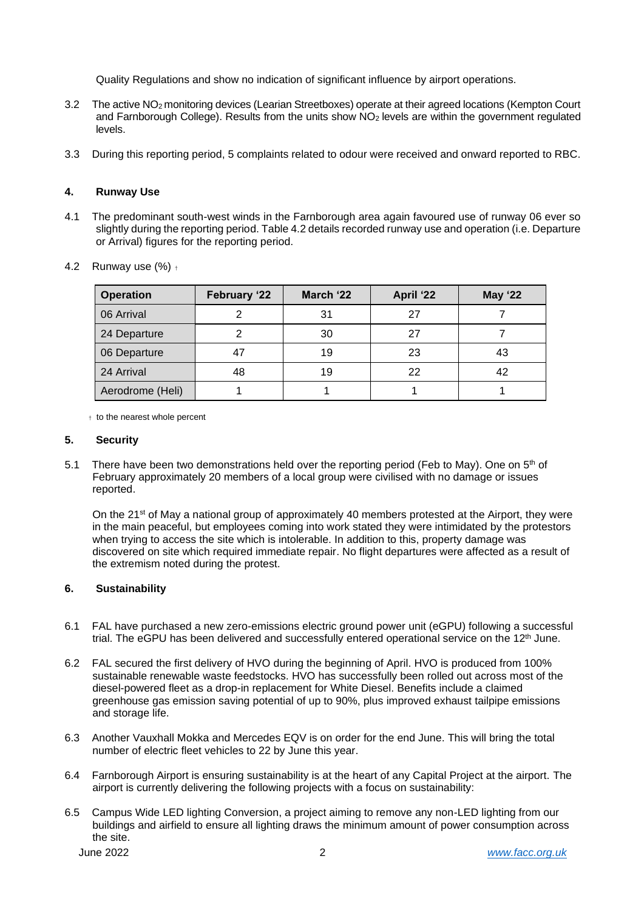Quality Regulations and show no indication of significant influence by airport operations.

3.2 The active $NO_2$ monitoring devices (Learian Streetboxes) operate at their agreed locations (Kempton Court and Farnborough College). Results from the units show $NO_2$ levels are within the government regulated levels.

3.3 During this reporting period, 5 complaints related to odour were received and onward reported to RBC.

## 4. Runway Use

4.1 The predominant south-west winds in the Farnborough area again favoured use of runway 06 ever so slightly during the reporting period. Table 4.2 details recorded runway use and operation (i.e. Departure or Arrival) figures for the reporting period.

4.2 Runway use (%) †

| Operation | February '22 | March '22 | April '22 | May '22 |
|---|---|---|---|---|
| 06 Arrival | 2 | 31 | 27 | 7 |
| 24 Departure | 2 | 30 | 27 | 7 |
| 06 Departure | 47 | 19 | 23 | 43 |
| 24 Arrival | 48 | 19 | 22 | 42 |
| Aerodrome (Heli) | 1 | 1 | 1 | 1 |

† to the nearest whole percent

## 5. Security

5.1 There have been two demonstrations held over the reporting period (Feb to May). One on 5th of February approximately 20 members of a local group were civilised with no damage or issues reported.

On the 21st of May a national group of approximately 40 members protested at the Airport, they were in the main peaceful, but employees coming into work stated they were intimidated by the protestors when trying to access the site which is intolerable. In addition to this, property damage was discovered on site which required immediate repair. No flight departures were affected as a result of the extremism noted during the protest.

## 6. Sustainability

6.1 FAL have purchased a new zero-emissions electric ground power unit (eGPU) following a successful trial. The eGPU has been delivered and successfully entered operational service on the 12th June.

6.2 FAL secured the first delivery of HVO during the beginning of April. HVO is produced from 100% sustainable renewable waste feedstocks. HVO has successfully been rolled out across most of the diesel-powered fleet as a drop-in replacement for White Diesel. Benefits include a claimed greenhouse gas emission saving potential of up to 90%, plus improved exhaust tailpipe emissions and storage life.

6.3 Another Vauxhall Mokka and Mercedes EQV is on order for the end June. This will bring the total number of electric fleet vehicles to 22 by June this year.

6.4 Farnborough Airport is ensuring sustainability is at the heart of any Capital Project at the airport. The airport is currently delivering the following projects with a focus on sustainability:

6.5 Campus Wide LED lighting Conversion, a project aiming to remove any non-LED lighting from our buildings and airfield to ensure all lighting draws the minimum amount of power consumption across the site.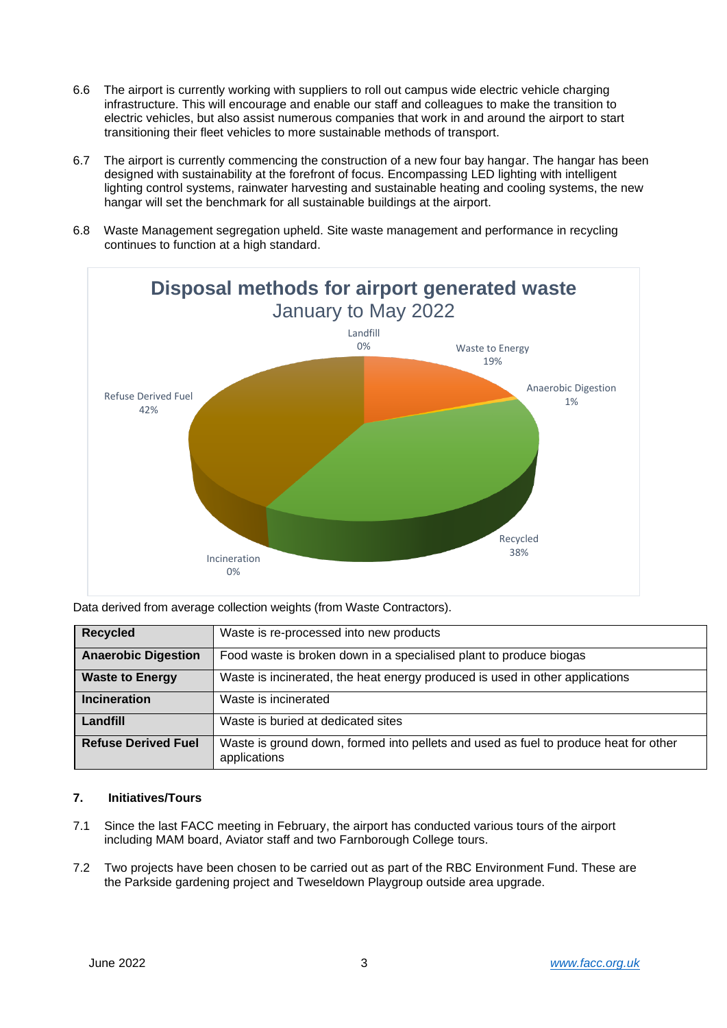6.6 The airport is currently working with suppliers to roll out campus wide electric vehicle charging infrastructure. This will encourage and enable our staff and colleagues to make the transition to electric vehicles, but also assist numerous companies that work in and around the airport to start transitioning their fleet vehicles to more sustainable methods of transport.

6.7 The airport is currently commencing the construction of a new four bay hangar. The hangar has been designed with sustainability at the forefront of focus. Encompassing LED lighting with intelligent lighting control systems, rainwater harvesting and sustainable heating and cooling systems, the new hangar will set the benchmark for all sustainable buildings at the airport.

6.8 Waste Management segregation upheld. Site waste management and performance in recycling continues to function at a high standard.

**Disposal methods for airport generated waste**
January to May 2022

- Landfill 0%
- Waste to Energy 19%
- Anaerobic Digestion 1%
- Recycled 38%
- Incineration 0%
- Refuse Derived Fuel 42%

Data derived from average collection weights (from Waste Contractors).

| | |
|---|---|
| **Recycled** | Waste is re-processed into new products |
| **Anaerobic Digestion** | Food waste is broken down in a specialised plant to produce biogas |
| **Waste to Energy** | Waste is incinerated, the heat energy produced is used in other applications |
| **Incineration** | Waste is incinerated |
| **Landfill** | Waste is buried at dedicated sites |
| **Refuse Derived Fuel** | Waste is ground down, formed into pellets and used as fuel to produce heat for other applications |

## 7. Initiatives/Tours

7.1 Since the last FACC meeting in February, the airport has conducted various tours of the airport including MAM board, Aviator staff and two Farnborough College tours.

7.2 Two projects have been chosen to be carried out as part of the RBC Environment Fund. These are the Parkside gardening project and Tweseldown Playgroup outside area upgrade.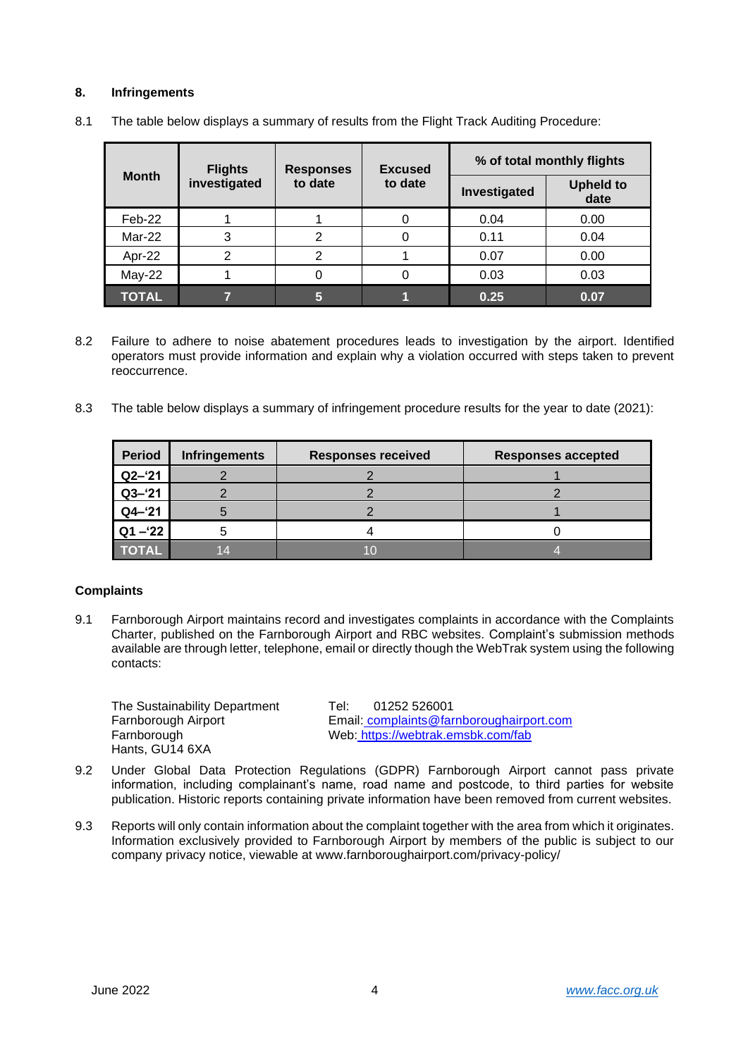## 8. Infringements

8.1 The table below displays a summary of results from the Flight Track Auditing Procedure:

| Month | Flights investigated | Responses to date | Excused to date | % of total monthly flights | |
|---|---|---|---|---|---|
| | | | | Investigated | Upheld to date |
| Feb-22 | 1 | 1 | 0 | 0.04 | 0.00 |
| Mar-22 | 3 | 2 | 0 | 0.11 | 0.04 |
| Apr-22 | 2 | 2 | 1 | 0.07 | 0.00 |
| May-22 | 1 | 0 | 0 | 0.03 | 0.03 |
| **TOTAL** | **7** | **5** | **1** | **0.25** | **0.07** |

8.2 Failure to adhere to noise abatement procedures leads to investigation by the airport. Identified operators must provide information and explain why a violation occurred with steps taken to prevent reoccurrence.

8.3 The table below displays a summary of infringement procedure results for the year to date (2021):

| Period | Infringements | Responses received | Responses accepted |
|---|---|---|---|
| **Q2–'21** | 2 | 2 | 1 |
| **Q3–'21** | 2 | 2 | 2 |
| **Q4–'21** | 5 | 2 | 1 |
| **Q1 –'22** | 5 | 4 | 0 |
| **TOTAL** | 14 | 10 | 4 |

## Complaints

9.1 Farnborough Airport maintains record and investigates complaints in accordance with the Complaints Charter, published on the Farnborough Airport and RBC websites. Complaint's submission methods available are through letter, telephone, email or directly though the WebTrak system using the following contacts:

The Sustainability Department
Farnborough Airport
Farnborough
Hants, GU14 6XA

Tel: 01252 526001
Email: complaints@farnboroughairport.com
Web: https://webtrak.emsbk.com/fab

9.2 Under Global Data Protection Regulations (GDPR) Farnborough Airport cannot pass private information, including complainant's name, road name and postcode, to third parties for website publication. Historic reports containing private information have been removed from current websites.

9.3 Reports will only contain information about the complaint together with the area from which it originates. Information exclusively provided to Farnborough Airport by members of the public is subject to our company privacy notice, viewable at www.farnboroughairport.com/privacy-policy/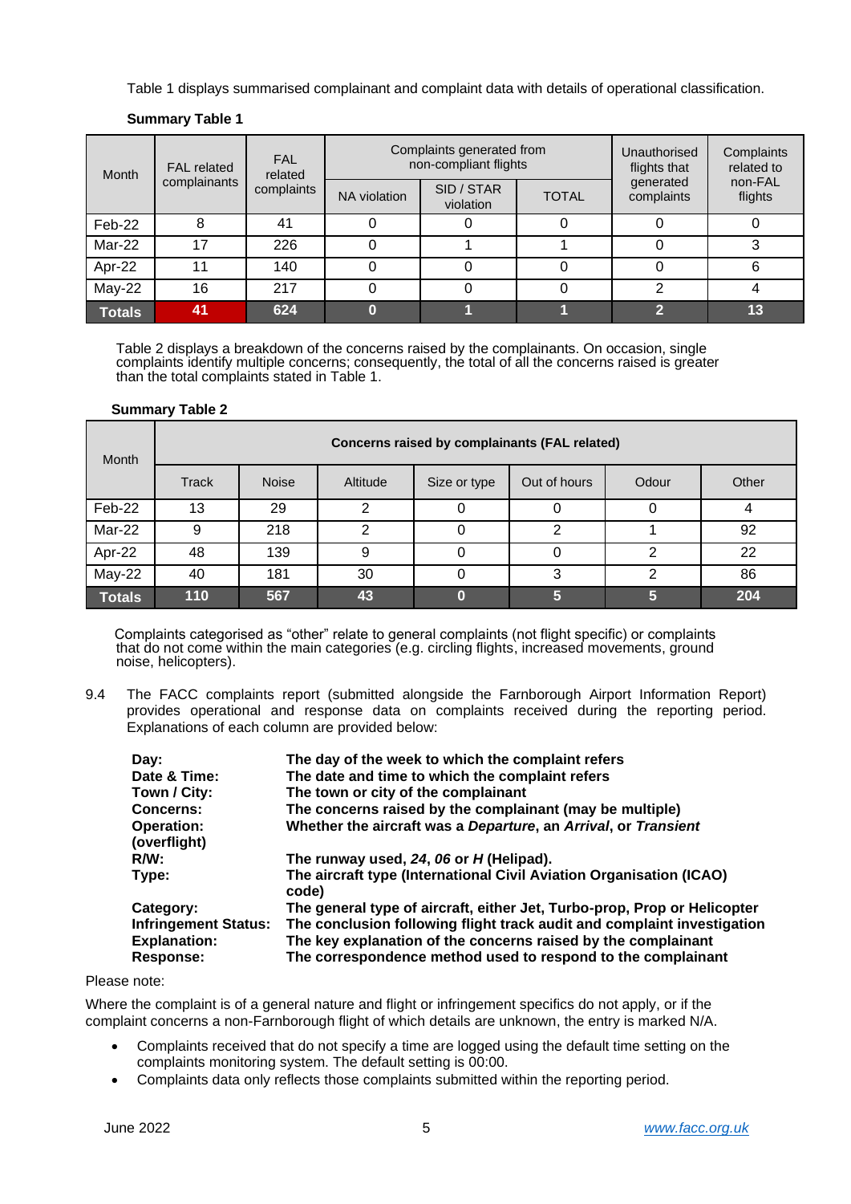Table 1 displays summarised complainant and complaint data with details of operational classification.

**Summary Table 1**

| Month | FAL related complainants | FAL related complaints | Complaints generated from non-compliant flights | | | Unauthorised flights that generated complaints | Complaints related to non-FAL flights |
|---|---|---|---|---|---|---|---|
| | | | NA violation | SID / STAR violation | TOTAL | | |
| Feb-22 | 8 | 41 | 0 | 0 | 0 | 0 | 0 |
| Mar-22 | 17 | 226 | 0 | 1 | 1 | 0 | 3 |
| Apr-22 | 11 | 140 | 0 | 0 | 0 | 0 | 6 |
| May-22 | 16 | 217 | 0 | 0 | 0 | 2 | 4 |
| **Totals** | **41** | **624** | **0** | **1** | **1** | **2** | **13** |

Table 2 displays a breakdown of the concerns raised by the complainants. On occasion, single complaints identify multiple concerns; consequently, the total of all the concerns raised is greater than the total complaints stated in Table 1.

**Summary Table 2**

| Month | Concerns raised by complainants (FAL related) | | | | | | |
|---|---|---|---|---|---|---|---|
| | Track | Noise | Altitude | Size or type | Out of hours | Odour | Other |
| Feb-22 | 13 | 29 | 2 | 0 | 0 | 0 | 4 |
| Mar-22 | 9 | 218 | 2 | 0 | 2 | 1 | 92 |
| Apr-22 | 48 | 139 | 9 | 0 | 0 | 2 | 22 |
| May-22 | 40 | 181 | 30 | 0 | 3 | 2 | 86 |
| **Totals** | **110** | **567** | **43** | **0** | **5** | **5** | **204** |

Complaints categorised as "other" relate to general complaints (not flight specific) or complaints that do not come within the main categories (e.g. circling flights, increased movements, ground noise, helicopters).

9.4 The FACC complaints report (submitted alongside the Farnborough Airport Information Report) provides operational and response data on complaints received during the reporting period. Explanations of each column are provided below:

| | |
|---|---|
| **Day:** | **The day of the week to which the complaint refers** |
| **Date & Time:** | **The date and time to which the complaint refers** |
| **Town / City:** | **The town or city of the complainant** |
| **Concerns:** | **The concerns raised by the complainant (may be multiple)** |
| **Operation: (overflight)** | **Whether the aircraft was a *Departure*, an *Arrival*, or *Transient*** |
| **R/W:** | **The runway used, *24*, *06* or *H* (Helipad).** |
| **Type:** | **The aircraft type (International Civil Aviation Organisation (ICAO) code)** |
| **Category:** | **The general type of aircraft, either Jet, Turbo-prop, Prop or Helicopter** |
| **Infringement Status:** | **The conclusion following flight track audit and complaint investigation** |
| **Explanation:** | **The key explanation of the concerns raised by the complainant** |
| **Response:** | **The correspondence method used to respond to the complainant** |

Please note:

Where the complaint is of a general nature and flight or infringement specifics do not apply, or if the complaint concerns a non-Farnborough flight of which details are unknown, the entry is marked N/A.

- Complaints received that do not specify a time are logged using the default time setting on the complaints monitoring system. The default setting is 00:00.
- Complaints data only reflects those complaints submitted within the reporting period.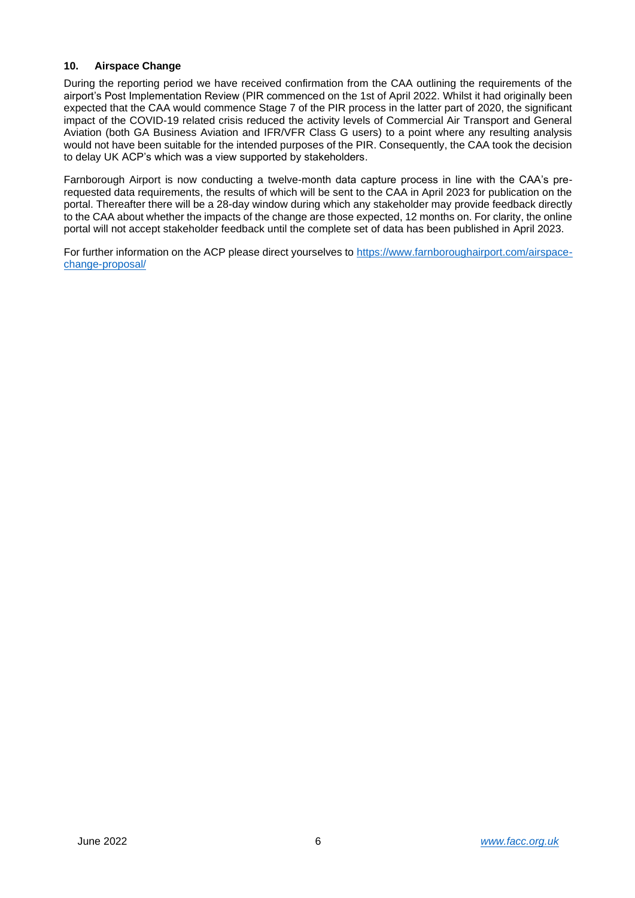## 10. Airspace Change

During the reporting period we have received confirmation from the CAA outlining the requirements of the airport's Post Implementation Review (PIR commenced on the 1st of April 2022. Whilst it had originally been expected that the CAA would commence Stage 7 of the PIR process in the latter part of 2020, the significant impact of the COVID-19 related crisis reduced the activity levels of Commercial Air Transport and General Aviation (both GA Business Aviation and IFR/VFR Class G users) to a point where any resulting analysis would not have been suitable for the intended purposes of the PIR. Consequently, the CAA took the decision to delay UK ACP's which was a view supported by stakeholders.

Farnborough Airport is now conducting a twelve-month data capture process in line with the CAA's pre-requested data requirements, the results of which will be sent to the CAA in April 2023 for publication on the portal. Thereafter there will be a 28-day window during which any stakeholder may provide feedback directly to the CAA about whether the impacts of the change are those expected, 12 months on. For clarity, the online portal will not accept stakeholder feedback until the complete set of data has been published in April 2023.

For further information on the ACP please direct yourselves to [https://www.farnboroughairport.com/airspace-change-proposal/](https://www.farnboroughairport.com/airspace-change-proposal/)